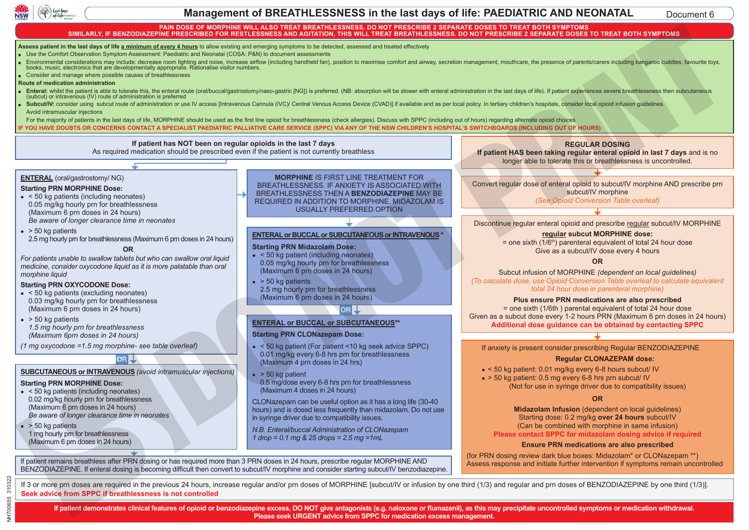# Management of BREATHLESSNESS in the last days of life: PAEDIATRIC AND NEONATAL

Document 6

**PAIN DOSE OF MORPHINE WILL ALSO TREAT BREATHLESSNESS. DO NOT PRESCRIBE 2 SEPARATE DOSES TO TREAT BOTH SYMPTOMS**
**SIMILARLY, IF BENZODIAZEPINE PRESCRIBED FOR RESTLESSNESS AND AGITATION, THIS WILL TREAT BREATHLESSNESS. DO NOT PRESCRIBE 2 SEPARATE DOSES TO TREAT BOTH SYMPTOMS**

**Assess patient in the last days of life a minimum of every 4 hours** to allow existing and emerging symptoms to be detected, assessed and treated effectively

- Use the Comfort Observation Symptom Assessment: Paediatric and Neonatal (COSA: P&N) to document assessments
- Environmental considerations may include: decrease room lighting and noise, increase airflow (including handheld fan), position to maximise comfort and airway, secretion management, mouthcare, the presence of parents/carers including kangaroo cuddles, favourite toys, books, music, electronics that are developmentally appropriate. Rationalise visitor numbers.
- Consider and manage where possible causes of breathlessness

**Route of medication administration**

- **Enteral:** whilst the patient is able to tolerate this, the enteral route (oral/buccal/gastrostomy/naso-gastric [NG]) is preferred. (NB: absorption will be slower with enteral administration in the last days of life). If patient experiences severe breathlessness then subcutaneous (subcut) or intravenous (IV) route of administration is preferred
- **Subcut/IV:** consider using subcut route of administration or use IV access [Intravenous Cannula (IVC)/ Central Venous Access Device (CVAD)] if available and as per local policy. In tertiary children's hospitals, consider local opioid infusion guidelines.

Avoid intramuscular injections

For the majority of patients in the last days of life, MORPHINE should be used as the first line opioid for breathlessness (check allergies). Discuss with SPPC (including out of hours) regarding alternate opioid choices

**IF YOU HAVE DOUBTS OR CONCERNS CONTACT A SPECIALIST PAEDIATRIC PALLIATIVE CARE SERVICE (SPPC) VIA ANY OF THE NSW CHILDREN'S HOSPITAL'S SWITCHBOARDS (INCLUDING OUT OF HOURS)**

## If patient has NOT been on regular opioids in the last 7 days

As required medication should be prescribed even if the patient is not currently breathless

### ENTERAL (oral/gastrostomy/ NG)

**Starting PRN MORPHINE Dose:**

- < 50 kg patients (including neonates)
  0.05 mg/kg hourly prn for breathlessness
  (Maximum 6 prn doses in 24 hours)
  *Be aware of longer clearance time in neonates*
- > 50 kg patients
  2.5 mg hourly prn for breathlessness (Maximum 6 prn doses in 24 hours)

**OR**

*For patients unable to swallow tablets but who can swallow oral liquid medicine, consider oxycodone liquid as it is more palatable than oral morphine liquid*

**Starting PRN OXYCODONE Dose:**

- < 50 kg patients (excluding neonates)
  0.03 mg/kg hourly prn for breathlessness
  (Maximum 6 prn doses in 24 hours)
- > 50 kg patients
  *1.5 mg hourly prn for breathlessness*
  *(Maximum 6prn doses in 24 hours)*

*(1 mg oxycodone =1.5 mg morphine- see table overleaf)*

**OR**

### SUBCUTANEOUS or INTRAVENOUS *(avoid intramuscular injections)*

**Starting PRN MORPHINE Dose:**

- < 50 kg patients (including neonates)
  0.02 mg/kg hourly prn for breathlessness
  (Maximum 6 prn doses in 24 hours)
  *Be aware of longer clearance time in neonates*
- > 50 kg patients
  1 mg hourly prn for breathlessness
  (Maximum 6 prn doses in 24 hours)

**MORPHINE** IS FIRST LINE TREATMENT FOR BREATHLESSNESS. IF ANXIETY IS ASSOCIATED WITH BREATHLESSNESS THEN A **BENZODIAZEPINE** MAY BE REQUIRED IN ADDITION TO MORPHINE. MIDAZOLAM IS USUALLY PREFERRED OPTION

### ENTERAL or BUCCAL or SUBCUTANEOUS or INTRAVENOUS *

**Starting PRN Midazolam Dose:**

- < 50 kg patient (including neonates)
  0.05 mg/kg hourly prn for breathlessness
  (Maximum 6 prn doses in 24 hours)
- > 50 kg patients
  2.5 mg hourly prn for breathlessness
  (Maximum 6 prn doses in 24 hours)

**OR**

### ENTERAL or BUCCAL or SUBCUTANEOUS**

**Starting PRN CLONazepam Dose:**

- < 50 kg patient (For patient <10 kg seek advice SPPC)
  0.01 mg/kg every 6-8 hrs prn for breathlessness
  (Maximum 4 prn doses in 24 hrs)
- > 50 kg patient
  0.5 mg/dose every 6-8 hrs prn for breathlessness
  (Maximum 4 doses in 24 hours)

CLONazepam can be useful option as it has a long life (30-40 hours) and is dosed less frequently than midazolam. Do not use in syringe driver due to compatibility issues.

*N.B. Enteral/buccal Administration of CLONazepam*
*1 drop = 0.1 mg & 25 drops = 2.5 mg =1mL*

If patient remains breathless after PRN dosing or has required more than 3 PRN doses in 24 hours, prescribe regular MORPHINE AND BENZODIAZEPINE. If enteral dosing is becoming difficult then convert to subcut/IV morphine and consider starting subcut/IV benzodiazepine.

## REGULAR DOSING

**If patient HAS been taking regular enteral opioid in last 7 days** and is no longer able to tolerate this or breathlessness is uncontrolled.

Convert regular dose of enteral opioid to subcut/IV morphine AND prescribe prn subcut/IV morphine
*(See Opioid Conversion Table overleaf)*

Discontinue regular enteral opioid and prescribe regular subcut/IV MORPHINE

**regular subcut MORPHINE dose:**
= one sixth (1/6th) parenteral equivalent of total 24 hour dose
Give as a subcut/IV dose every 4 hours

**OR**

Subcut infusion of MORPHINE *(dependent on local guidelines)*
*(To calculate dose, use Opioid Conversion Table overleaf to calculate equivalent total 24 hour dose in parenteral morphine)*

**Plus ensure PRN medications are also prescribed**
= one sixth (1/6th ) parental equivalent of total 24 hour dose
Given as a subcut dose every 1-2 hours PRN (Maximum 6 prn doses in 24 hours)
**Additional dose guidance can be obtained by contacting SPPC**

If anxiety is present consider prescribing Regular BENZODIAZEPINE

**Regular CLONAZEPAM dose:**

- < 50 kg patient: 0.01 mg/kg every 6-8 hours subcut/ IV
- > 50 kg patient: 0.5 mg every 6-8 hrs prn subcut/ IV

(Not for use in syringe driver due to compatibility issues)

**OR**

**Midazolam Infusion** (dependent on local guidelines)
Starting dose: 0.2 mg/kg **over 24 hours** subcut/IV
(Can be combined with morphine in same infusion)
**Please contact SPPC for midazolam dosing advice if required**

**Ensure PRN medications are also prescribed**
(for PRN dosing review dark blue boxes: Midazolam* or CLONazepam **)
Assess response and initiate further intervention if symptoms remain uncontrolled

If 3 or more prn doses are required in the previous 24 hours, increase regular and/or prn doses of MORPHINE [subcut/IV or infusion by one third (1/3) and regular and prn doses of BENZODIAZEPINE by one third (1/3)].
**Seek advice from SPPC if breathlessness is not controlled**

**If patient demonstrates clinical features of opioid or benzodiazepine excess, DO NOT give antagonists (e.g. naloxone or flumazenil), as this may precipitate uncontrolled symptoms or medication withdrawal. Please seek URGENT advice from SPPC for medication excess management.**

NH700655 310322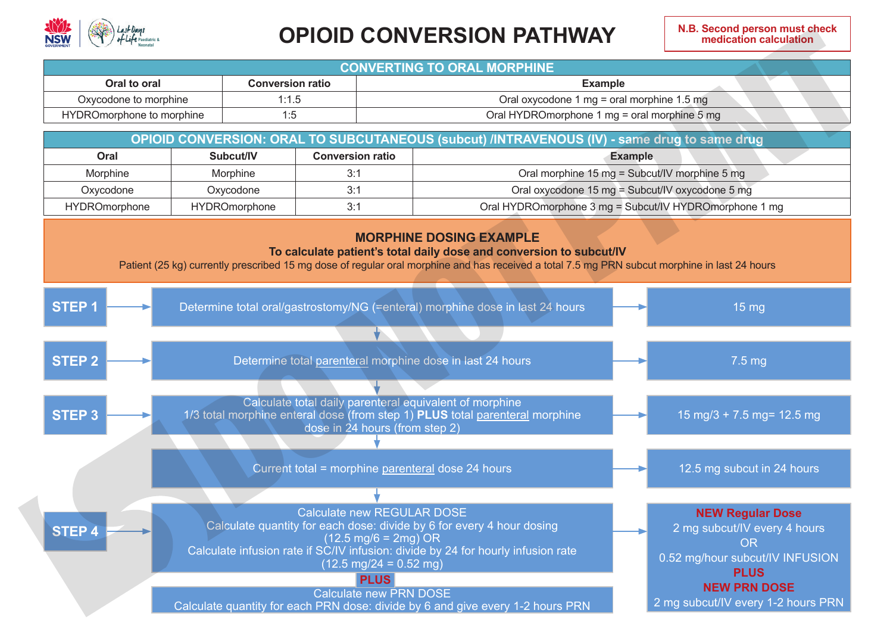# OPIOID CONVERSION PATHWAY

**N.B. Second person must check medication calculation**

## CONVERTING TO ORAL MORPHINE

| Oral to oral | Conversion ratio | Example |
|---|---|---|
| Oxycodone to morphine | 1:1.5 | Oral oxycodone 1 mg = oral morphine 1.5 mg |
| HYDROmorphone to morphine | 1:5 | Oral HYDROmorphone 1 mg = oral morphine 5 mg |

## OPIOID CONVERSION: ORAL TO SUBCUTANEOUS (subcut) /INTRAVENOUS (IV) - same drug to same drug

| Oral | Subcut/IV | Conversion ratio | Example |
|---|---|---|---|
| Morphine | Morphine | 3:1 | Oral morphine 15 mg = Subcut/IV morphine 5 mg |
| Oxycodone | Oxycodone | 3:1 | Oral oxycodone 15 mg = Subcut/IV oxycodone 5 mg |
| HYDROmorphone | HYDROmorphone | 3:1 | Oral HYDROmorphone 3 mg = Subcut/IV HYDROmorphone 1 mg |

## MORPHINE DOSING EXAMPLE

**To calculate patient's total daily dose and conversion to subcut/IV**

Patient (25 kg) currently prescribed 15 mg dose of regular oral morphine and has received a total 7.5 mg PRN subcut morphine in last 24 hours

**STEP 1** → Determine total oral/gastrostomy/NG (=enteral) morphine dose in last 24 hours → 15 mg

**STEP 2** → Determine total parenteral morphine dose in last 24 hours → 7.5 mg

**STEP 3** → Calculate total daily parenteral equivalent of morphine
1/3 total morphine enteral dose (from step 1) **PLUS** total parenteral morphine dose in 24 hours (from step 2) → 15 mg/3 + 7.5 mg= 12.5 mg

Current total = morphine parenteral dose 24 hours → 12.5 mg subcut in 24 hours

**STEP 4** → Calculate new REGULAR DOSE
Calculate quantity for each dose: divide by 6 for every 4 hour dosing
(12.5 mg/6 = 2mg) OR
Calculate infusion rate if SC/IV infusion: divide by 24 for hourly infusion rate
(12.5 mg/24 = 0.52 mg)

**PLUS**

Calculate new PRN DOSE
Calculate quantity for each PRN dose: divide by 6 and give every 1-2 hours PRN

→ **NEW Regular Dose**
2 mg subcut/IV every 4 hours
OR
0.52 mg/hour subcut/IV INFUSION
**PLUS**
**NEW PRN DOSE**
2 mg subcut/IV every 1-2 hours PRN